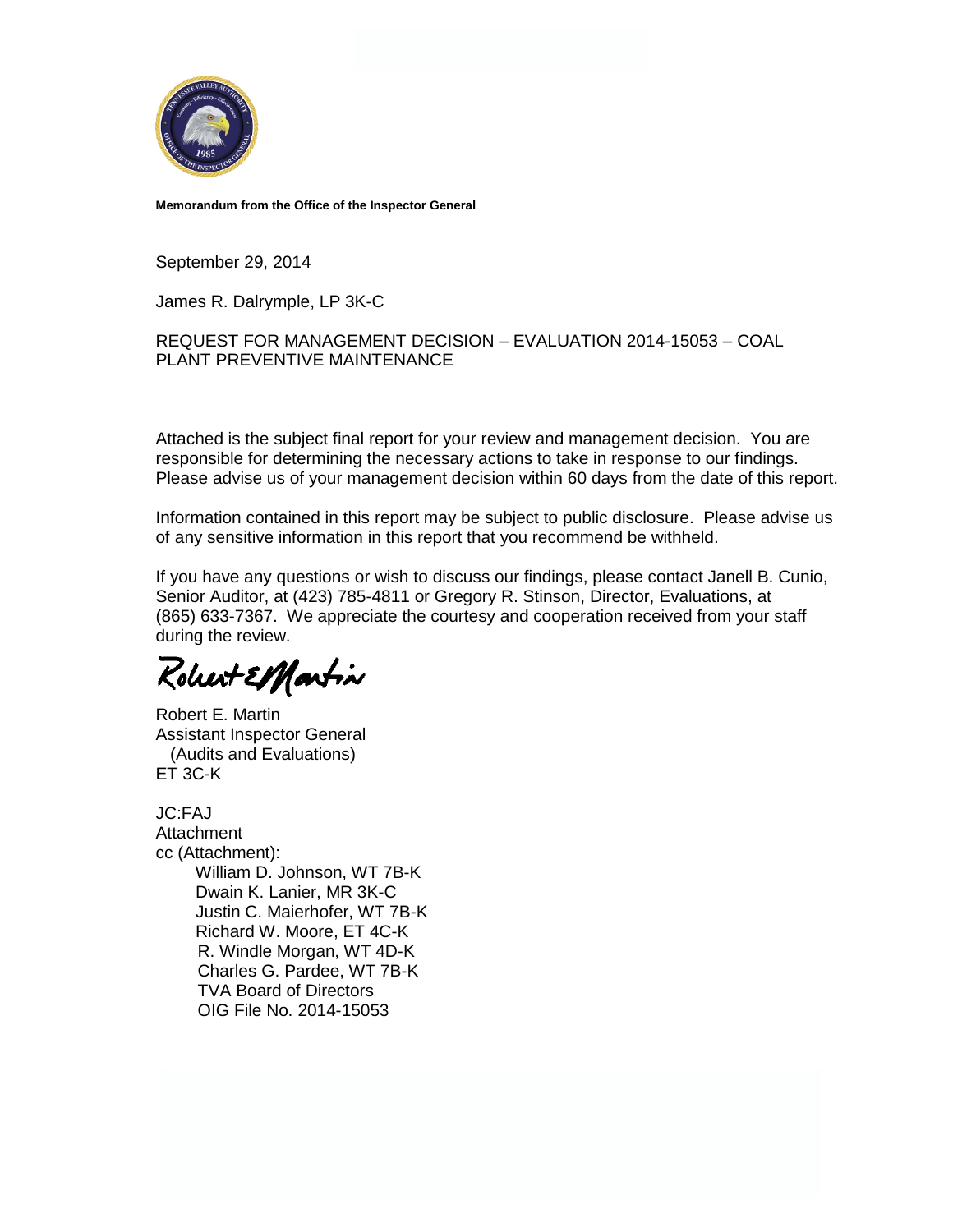**Memorandum from the Office of the Inspector General**

September 29, 2014

James R. Dalrymple, LP 3K-C

REQUEST FOR MANAGEMENT DECISION – EVALUATION 2014-15053 – COAL PLANT PREVENTIVE MAINTENANCE

Attached is the subject final report for your review and management decision. You are responsible for determining the necessary actions to take in response to our findings. Please advise us of your management decision within 60 days from the date of this report.

Information contained in this report may be subject to public disclosure. Please advise us of any sensitive information in this report that you recommend be withheld.

If you have any questions or wish to discuss our findings, please contact Janell B. Cunio, Senior Auditor, at (423) 785-4811 or Gregory R. Stinson, Director, Evaluations, at (865) 633-7367. We appreciate the courtesy and cooperation received from your staff during the review.

Robert E. Martin

Robert E. Martin
Assistant Inspector General
(Audits and Evaluations)
ET 3C-K

JC:FAJ
Attachment
cc (Attachment):
William D. Johnson, WT 7B-K
Dwain K. Lanier, MR 3K-C
Justin C. Maierhofer, WT 7B-K
Richard W. Moore, ET 4C-K
R. Windle Morgan, WT 4D-K
Charles G. Pardee, WT 7B-K
TVA Board of Directors
OIG File No. 2014-15053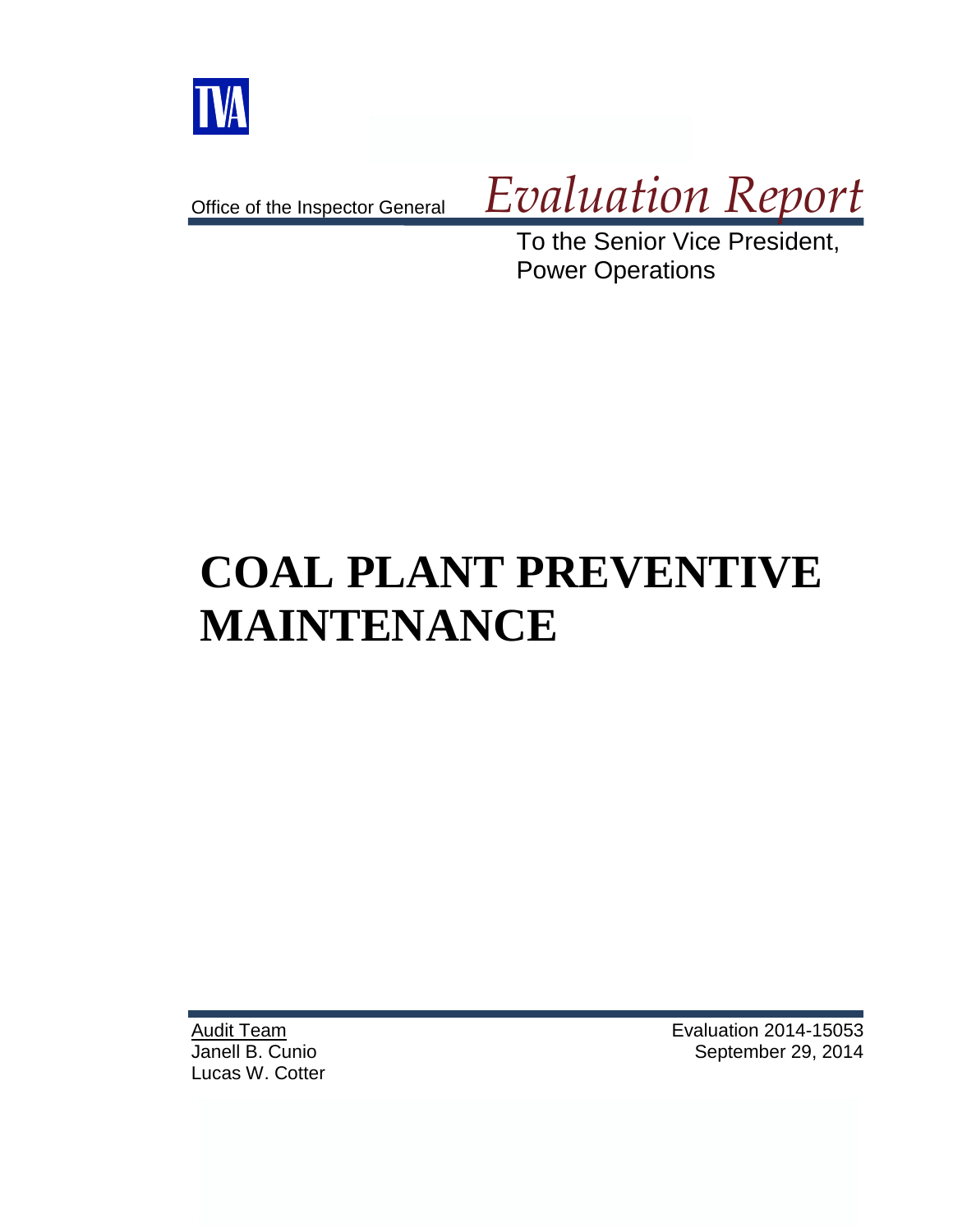TVA

Office of the Inspector General *Evaluation Report*

To the Senior Vice President, Power Operations

# COAL PLANT PREVENTIVE MAINTENANCE

Audit Team
Janell B. Cunio
Lucas W. Cotter

Evaluation 2014-15053
September 29, 2014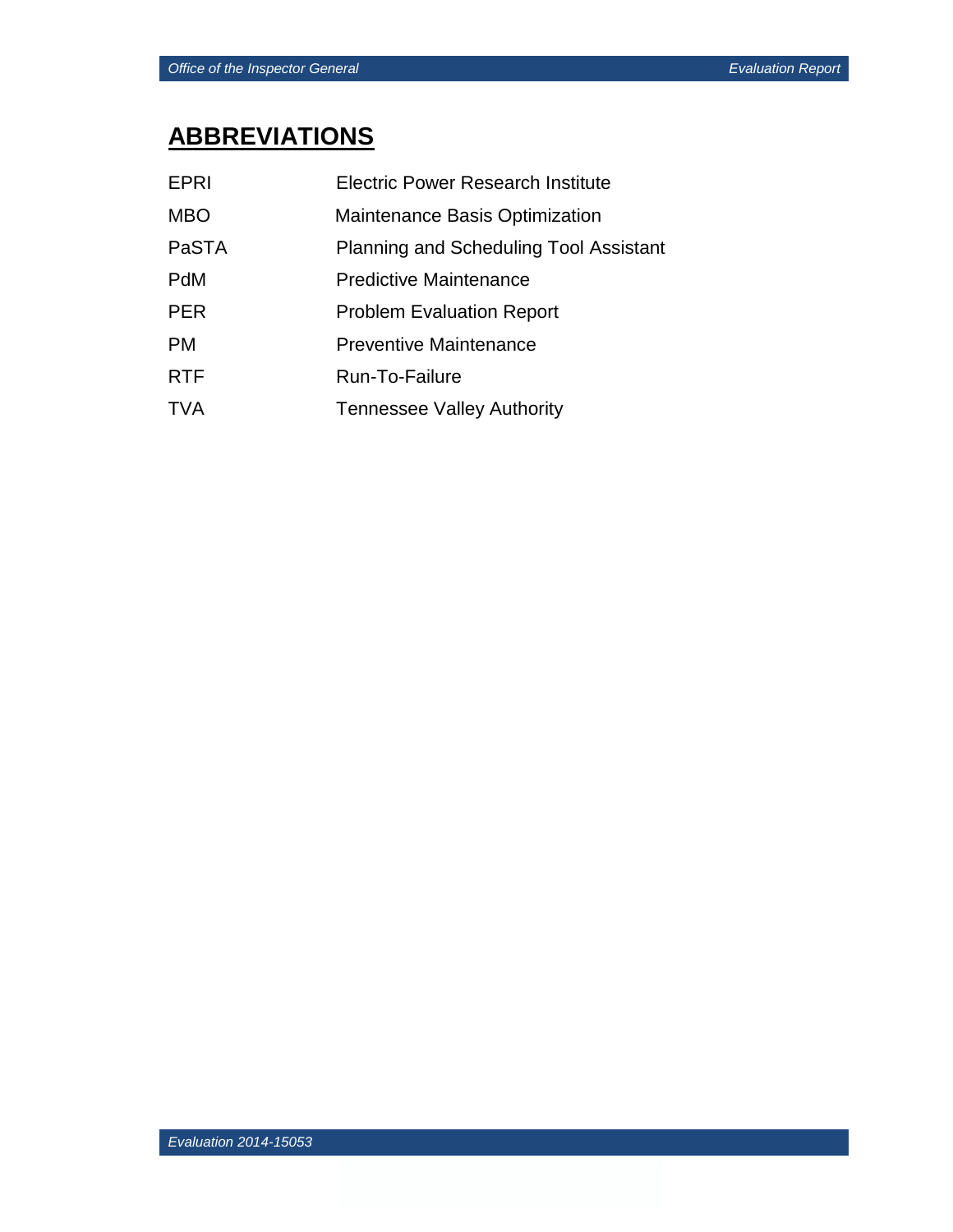# ABBREVIATIONS

| | |
|---|---|
| EPRI | Electric Power Research Institute |
| MBO | Maintenance Basis Optimization |
| PaSTA | Planning and Scheduling Tool Assistant |
| PdM | Predictive Maintenance |
| PER | Problem Evaluation Report |
| PM | Preventive Maintenance |
| RTF | Run-To-Failure |
| TVA | Tennessee Valley Authority |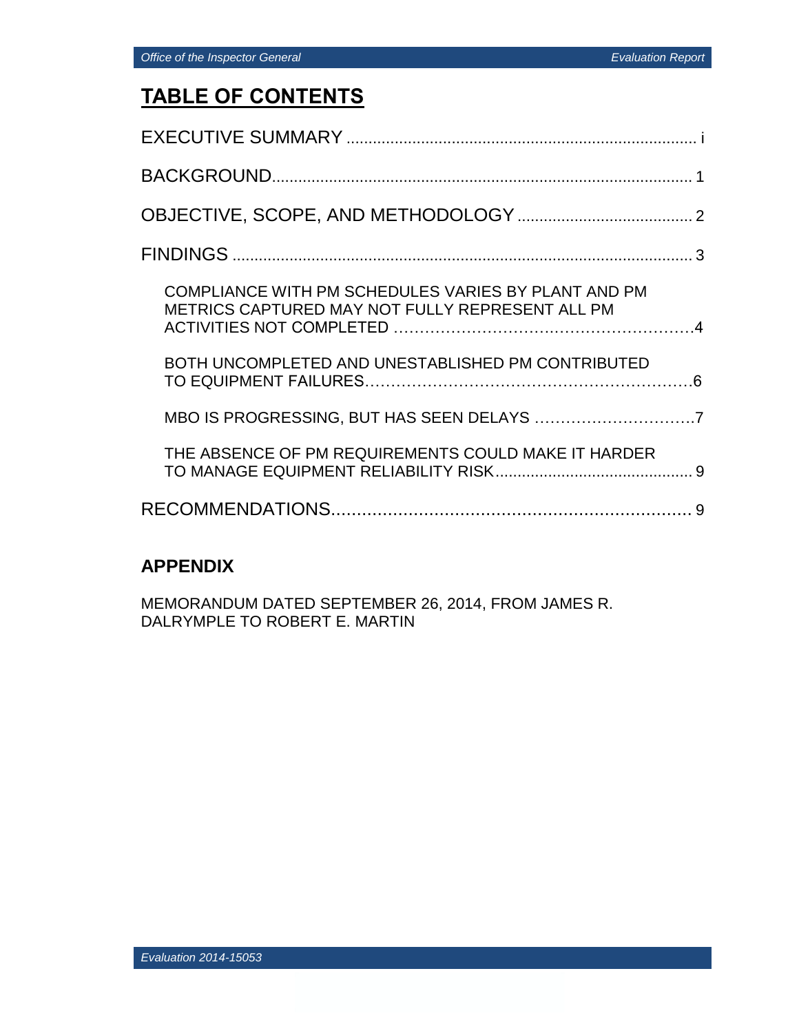# TABLE OF CONTENTS

EXECUTIVE SUMMARY ............................................................................... i

BACKGROUND............................................................................................. 1

OBJECTIVE, SCOPE, AND METHODOLOGY ....................................... 2

FINDINGS .................................................................................................... 3

COMPLIANCE WITH PM SCHEDULES VARIES BY PLANT AND PM METRICS CAPTURED MAY NOT FULLY REPRESENT ALL PM ACTIVITIES NOT COMPLETED ……………………………………………….4

BOTH UNCOMPLETED AND UNESTABLISHED PM CONTRIBUTED TO EQUIPMENT FAILURES………………………………………………………6

MBO IS PROGRESSING, BUT HAS SEEN DELAYS ………………………….7

THE ABSENCE OF PM REQUIREMENTS COULD MAKE IT HARDER TO MANAGE EQUIPMENT RELIABILITY RISK............................................. 9

RECOMMENDATIONS....................................................................... 9

## APPENDIX

MEMORANDUM DATED SEPTEMBER 26, 2014, FROM JAMES R. DALRYMPLE TO ROBERT E. MARTIN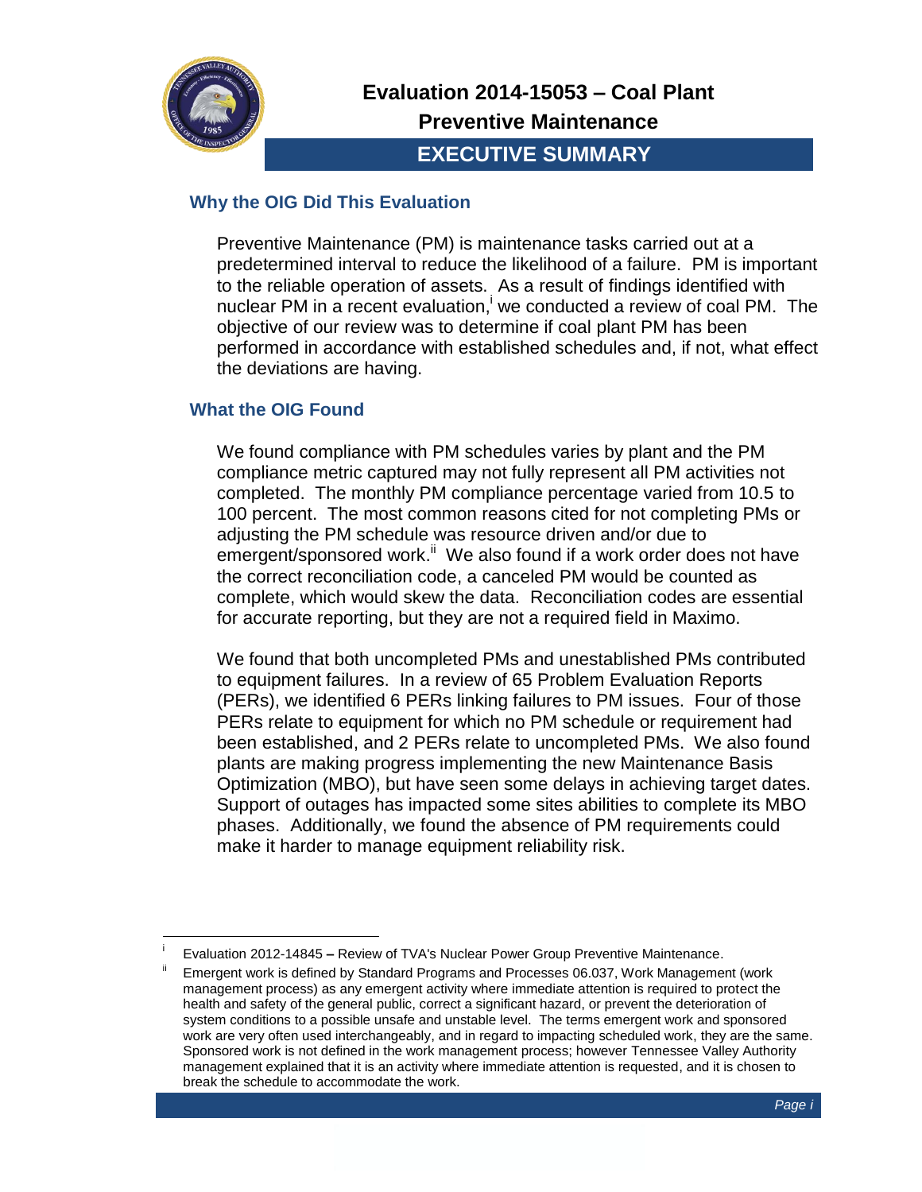# Evaluation 2014-15053 – Coal Plant Preventive Maintenance

## EXECUTIVE SUMMARY

### Why the OIG Did This Evaluation

Preventive Maintenance (PM) is maintenance tasks carried out at a predetermined interval to reduce the likelihood of a failure. PM is important to the reliable operation of assets. As a result of findings identified with nuclear PM in a recent evaluation,[i] we conducted a review of coal PM. The objective of our review was to determine if coal plant PM has been performed in accordance with established schedules and, if not, what effect the deviations are having.

### What the OIG Found

We found compliance with PM schedules varies by plant and the PM compliance metric captured may not fully represent all PM activities not completed. The monthly PM compliance percentage varied from 10.5 to 100 percent. The most common reasons cited for not completing PMs or adjusting the PM schedule was resource driven and/or due to emergent/sponsored work.[ii] We also found if a work order does not have the correct reconciliation code, a canceled PM would be counted as complete, which would skew the data. Reconciliation codes are essential for accurate reporting, but they are not a required field in Maximo.

We found that both uncompleted PMs and unestablished PMs contributed to equipment failures. In a review of 65 Problem Evaluation Reports (PERs), we identified 6 PERs linking failures to PM issues. Four of those PERs relate to equipment for which no PM schedule or requirement had been established, and 2 PERs relate to uncompleted PMs. We also found plants are making progress implementing the new Maintenance Basis Optimization (MBO), but have seen some delays in achieving target dates. Support of outages has impacted some sites abilities to complete its MBO phases. Additionally, we found the absence of PM requirements could make it harder to manage equipment reliability risk.

---

[i] Evaluation 2012-14845 – Review of TVA's Nuclear Power Group Preventive Maintenance.

[ii] Emergent work is defined by Standard Programs and Processes 06.037, Work Management (work management process) as any emergent activity where immediate attention is required to protect the health and safety of the general public, correct a significant hazard, or prevent the deterioration of system conditions to a possible unsafe and unstable level. The terms emergent work and sponsored work are very often used interchangeably, and in regard to impacting scheduled work, they are the same. Sponsored work is not defined in the work management process; however Tennessee Valley Authority management explained that it is an activity where immediate attention is requested, and it is chosen to break the schedule to accommodate the work.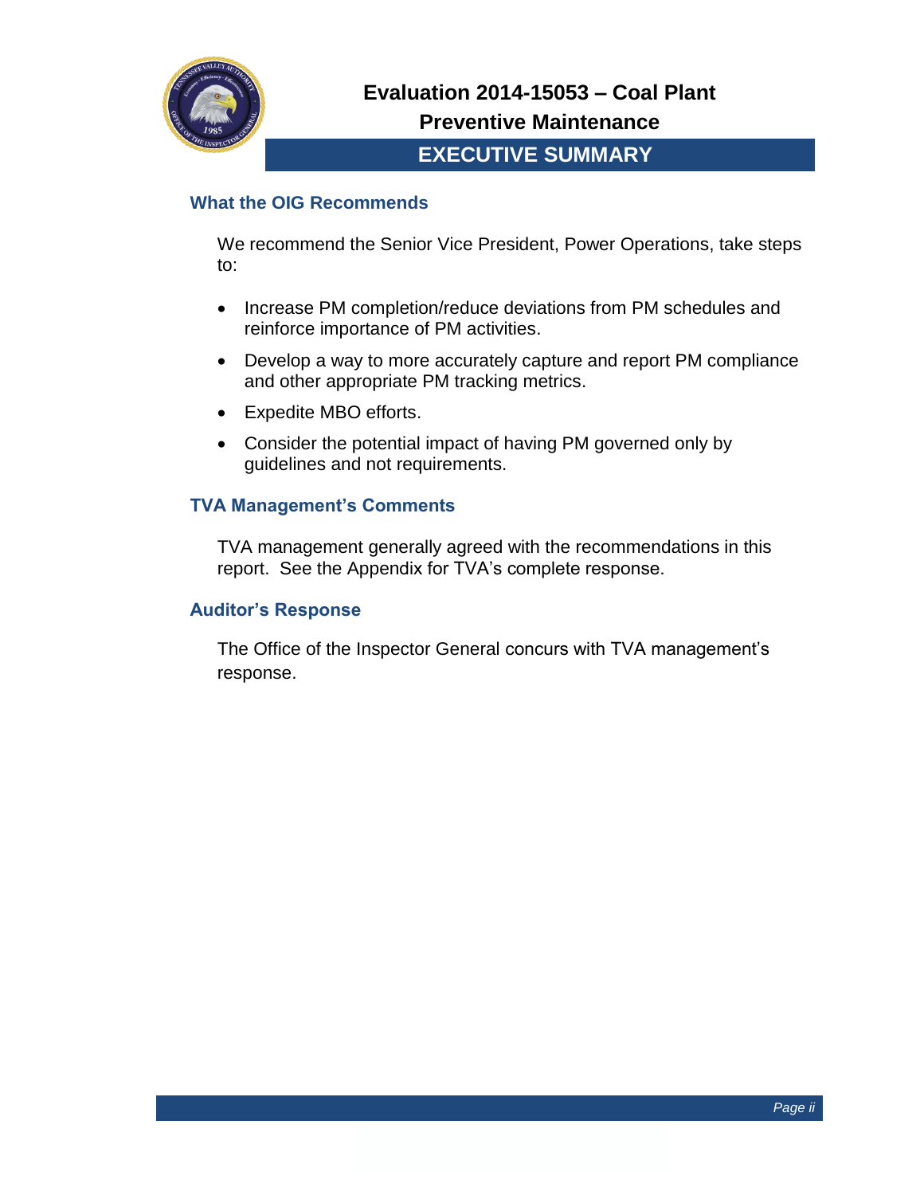# Evaluation 2014-15053 – Coal Plant Preventive Maintenance

## EXECUTIVE SUMMARY

### What the OIG Recommends

We recommend the Senior Vice President, Power Operations, take steps to:

- Increase PM completion/reduce deviations from PM schedules and reinforce importance of PM activities.
- Develop a way to more accurately capture and report PM compliance and other appropriate PM tracking metrics.
- Expedite MBO efforts.
- Consider the potential impact of having PM governed only by guidelines and not requirements.

### TVA Management's Comments

TVA management generally agreed with the recommendations in this report. See the Appendix for TVA's complete response.

### Auditor's Response

The Office of the Inspector General concurs with TVA management's response.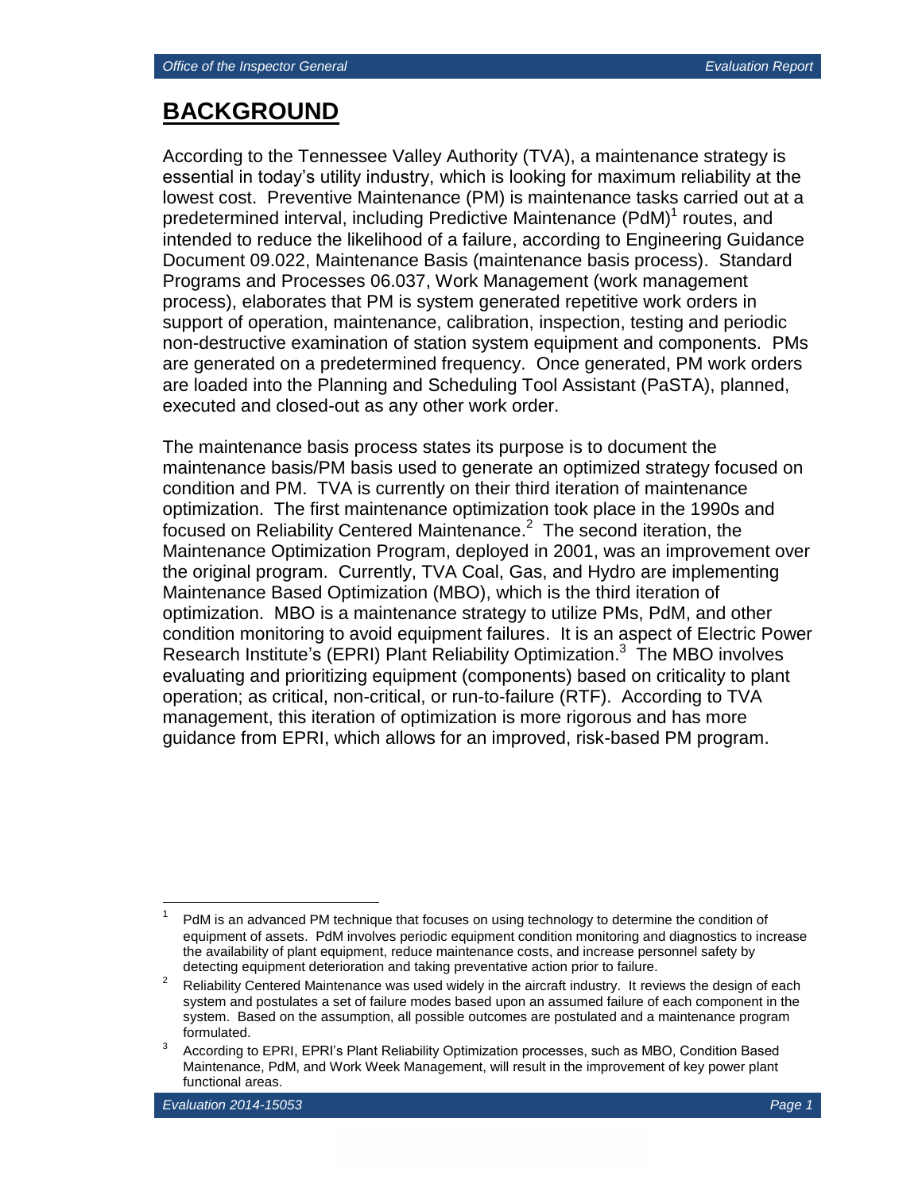# BACKGROUND

According to the Tennessee Valley Authority (TVA), a maintenance strategy is essential in today's utility industry, which is looking for maximum reliability at the lowest cost. Preventive Maintenance (PM) is maintenance tasks carried out at a predetermined interval, including Predictive Maintenance (PdM)[1] routes, and intended to reduce the likelihood of a failure, according to Engineering Guidance Document 09.022, Maintenance Basis (maintenance basis process). Standard Programs and Processes 06.037, Work Management (work management process), elaborates that PM is system generated repetitive work orders in support of operation, maintenance, calibration, inspection, testing and periodic non-destructive examination of station system equipment and components. PMs are generated on a predetermined frequency. Once generated, PM work orders are loaded into the Planning and Scheduling Tool Assistant (PaSTA), planned, executed and closed-out as any other work order.

The maintenance basis process states its purpose is to document the maintenance basis/PM basis used to generate an optimized strategy focused on condition and PM. TVA is currently on their third iteration of maintenance optimization. The first maintenance optimization took place in the 1990s and focused on Reliability Centered Maintenance.[2] The second iteration, the Maintenance Optimization Program, deployed in 2001, was an improvement over the original program. Currently, TVA Coal, Gas, and Hydro are implementing Maintenance Based Optimization (MBO), which is the third iteration of optimization. MBO is a maintenance strategy to utilize PMs, PdM, and other condition monitoring to avoid equipment failures. It is an aspect of Electric Power Research Institute's (EPRI) Plant Reliability Optimization.[3] The MBO involves evaluating and prioritizing equipment (components) based on criticality to plant operation; as critical, non-critical, or run-to-failure (RTF). According to TVA management, this iteration of optimization is more rigorous and has more guidance from EPRI, which allows for an improved, risk-based PM program.

---

[1] PdM is an advanced PM technique that focuses on using technology to determine the condition of equipment of assets. PdM involves periodic equipment condition monitoring and diagnostics to increase the availability of plant equipment, reduce maintenance costs, and increase personnel safety by detecting equipment deterioration and taking preventative action prior to failure.

[2] Reliability Centered Maintenance was used widely in the aircraft industry. It reviews the design of each system and postulates a set of failure modes based upon an assumed failure of each component in the system. Based on the assumption, all possible outcomes are postulated and a maintenance program formulated.

[3] According to EPRI, EPRI's Plant Reliability Optimization processes, such as MBO, Condition Based Maintenance, PdM, and Work Week Management, will result in the improvement of key power plant functional areas.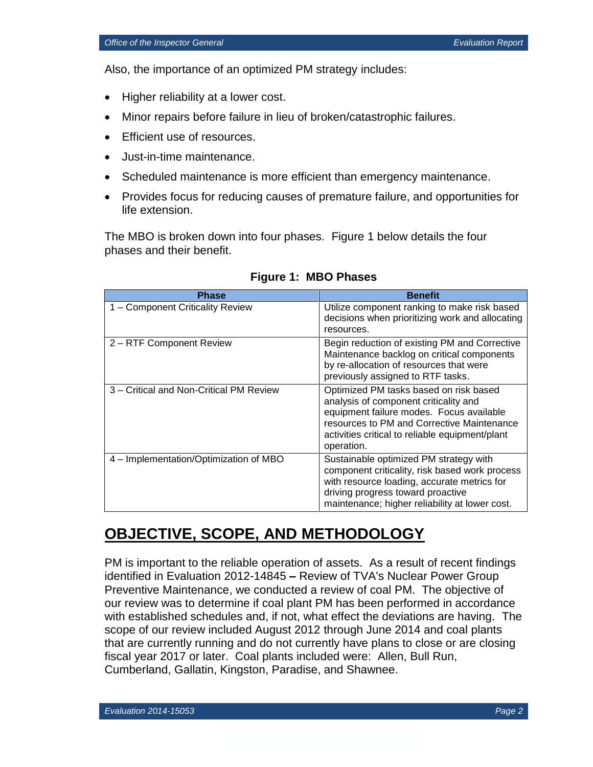Also, the importance of an optimized PM strategy includes:

- Higher reliability at a lower cost.
- Minor repairs before failure in lieu of broken/catastrophic failures.
- Efficient use of resources.
- Just-in-time maintenance.
- Scheduled maintenance is more efficient than emergency maintenance.
- Provides focus for reducing causes of premature failure, and opportunities for life extension.

The MBO is broken down into four phases. Figure 1 below details the four phases and their benefit.

**Figure 1: MBO Phases**

| Phase | Benefit |
|---|---|
| 1 – Component Criticality Review | Utilize component ranking to make risk based decisions when prioritizing work and allocating resources. |
| 2 – RTF Component Review | Begin reduction of existing PM and Corrective Maintenance backlog on critical components by re-allocation of resources that were previously assigned to RTF tasks. |
| 3 – Critical and Non-Critical PM Review | Optimized PM tasks based on risk based analysis of component criticality and equipment failure modes. Focus available resources to PM and Corrective Maintenance activities critical to reliable equipment/plant operation. |
| 4 – Implementation/Optimization of MBO | Sustainable optimized PM strategy with component criticality, risk based work process with resource loading, accurate metrics for driving progress toward proactive maintenance; higher reliability at lower cost. |

## OBJECTIVE, SCOPE, AND METHODOLOGY

PM is important to the reliable operation of assets. As a result of recent findings identified in Evaluation 2012-14845 **–** Review of TVA's Nuclear Power Group Preventive Maintenance, we conducted a review of coal PM. The objective of our review was to determine if coal plant PM has been performed in accordance with established schedules and, if not, what effect the deviations are having. The scope of our review included August 2012 through June 2014 and coal plants that are currently running and do not currently have plans to close or are closing fiscal year 2017 or later. Coal plants included were: Allen, Bull Run, Cumberland, Gallatin, Kingston, Paradise, and Shawnee.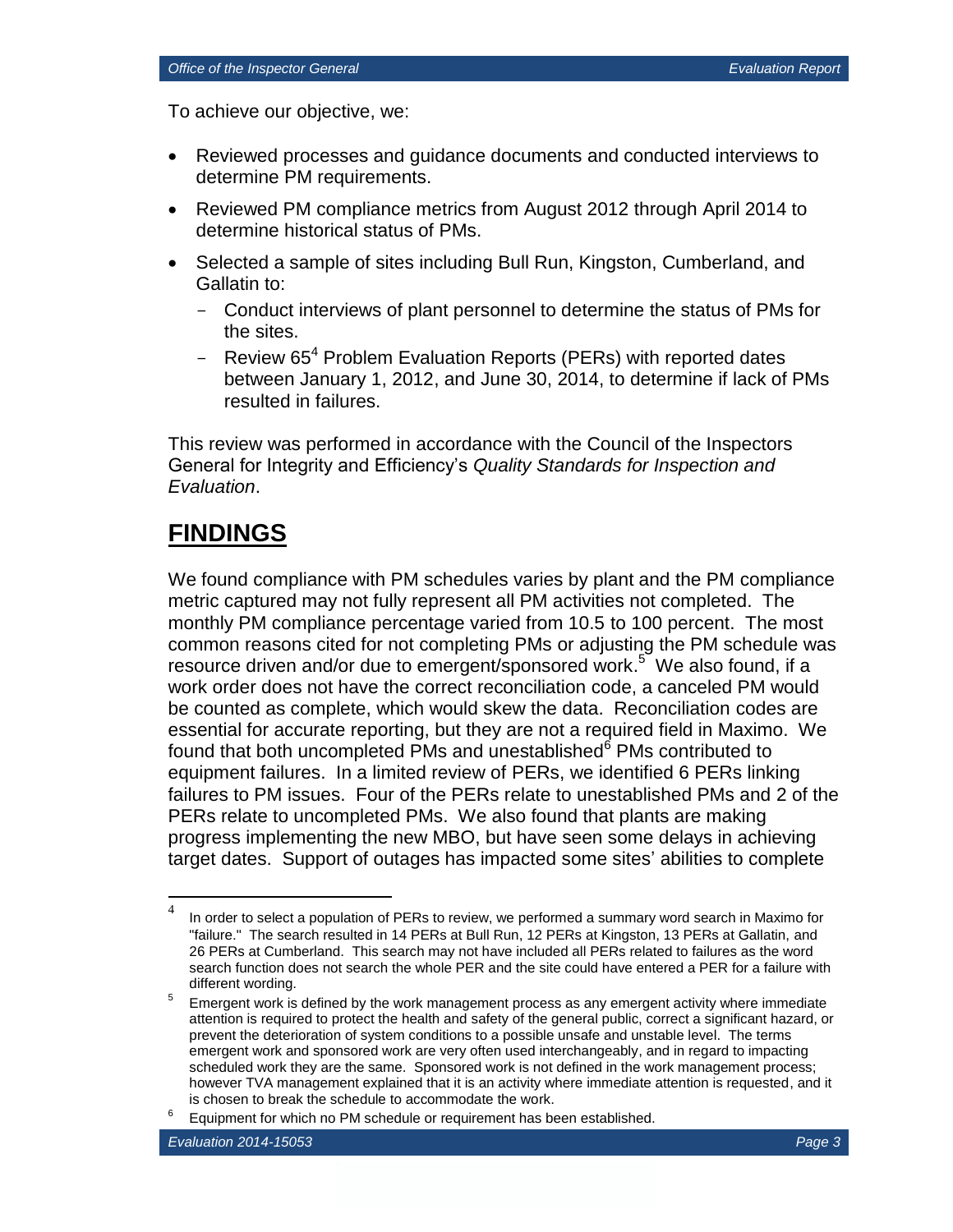To achieve our objective, we:

- Reviewed processes and guidance documents and conducted interviews to determine PM requirements.
- Reviewed PM compliance metrics from August 2012 through April 2014 to determine historical status of PMs.
- Selected a sample of sites including Bull Run, Kingston, Cumberland, and Gallatin to:
  - Conduct interviews of plant personnel to determine the status of PMs for the sites.
  - Review 65[4] Problem Evaluation Reports (PERs) with reported dates between January 1, 2012, and June 30, 2014, to determine if lack of PMs resulted in failures.

This review was performed in accordance with the Council of the Inspectors General for Integrity and Efficiency's *Quality Standards for Inspection and Evaluation*.

# FINDINGS

We found compliance with PM schedules varies by plant and the PM compliance metric captured may not fully represent all PM activities not completed. The monthly PM compliance percentage varied from 10.5 to 100 percent. The most common reasons cited for not completing PMs or adjusting the PM schedule was resource driven and/or due to emergent/sponsored work.[5] We also found, if a work order does not have the correct reconciliation code, a canceled PM would be counted as complete, which would skew the data. Reconciliation codes are essential for accurate reporting, but they are not a required field in Maximo. We found that both uncompleted PMs and unestablished[6] PMs contributed to equipment failures. In a limited review of PERs, we identified 6 PERs linking failures to PM issues. Four of the PERs relate to unestablished PMs and 2 of the PERs relate to uncompleted PMs. We also found that plants are making progress implementing the new MBO, but have seen some delays in achieving target dates. Support of outages has impacted some sites' abilities to complete

---

[4] In order to select a population of PERs to review, we performed a summary word search in Maximo for "failure." The search resulted in 14 PERs at Bull Run, 12 PERs at Kingston, 13 PERs at Gallatin, and 26 PERs at Cumberland. This search may not have included all PERs related to failures as the word search function does not search the whole PER and the site could have entered a PER for a failure with different wording.

[5] Emergent work is defined by the work management process as any emergent activity where immediate attention is required to protect the health and safety of the general public, correct a significant hazard, or prevent the deterioration of system conditions to a possible unsafe and unstable level. The terms emergent work and sponsored work are very often used interchangeably, and in regard to impacting scheduled work they are the same. Sponsored work is not defined in the work management process; however TVA management explained that it is an activity where immediate attention is requested, and it is chosen to break the schedule to accommodate the work.

[6] Equipment for which no PM schedule or requirement has been established.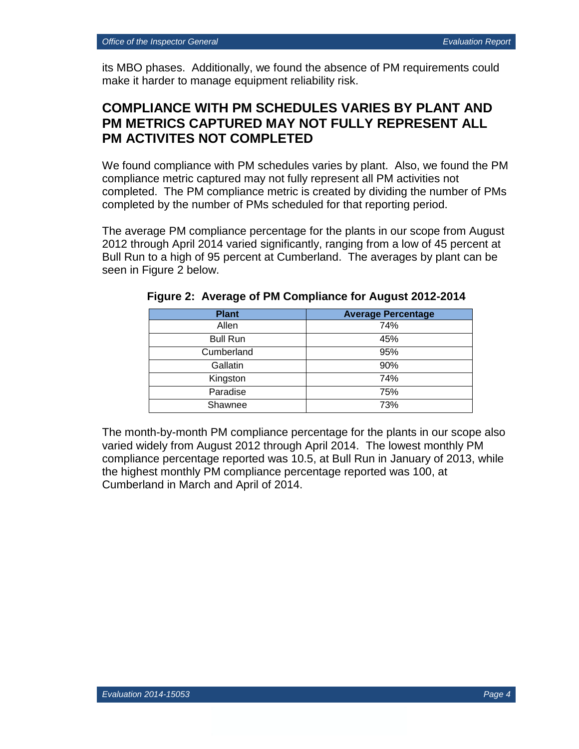its MBO phases. Additionally, we found the absence of PM requirements could make it harder to manage equipment reliability risk.

## COMPLIANCE WITH PM SCHEDULES VARIES BY PLANT AND PM METRICS CAPTURED MAY NOT FULLY REPRESENT ALL PM ACTIVITES NOT COMPLETED

We found compliance with PM schedules varies by plant. Also, we found the PM compliance metric captured may not fully represent all PM activities not completed. The PM compliance metric is created by dividing the number of PMs completed by the number of PMs scheduled for that reporting period.

The average PM compliance percentage for the plants in our scope from August 2012 through April 2014 varied significantly, ranging from a low of 45 percent at Bull Run to a high of 95 percent at Cumberland. The averages by plant can be seen in Figure 2 below.

**Figure 2: Average of PM Compliance for August 2012-2014**

| Plant | Average Percentage |
| --- | --- |
| Allen | 74% |
| Bull Run | 45% |
| Cumberland | 95% |
| Gallatin | 90% |
| Kingston | 74% |
| Paradise | 75% |
| Shawnee | 73% |

The month-by-month PM compliance percentage for the plants in our scope also varied widely from August 2012 through April 2014. The lowest monthly PM compliance percentage reported was 10.5, at Bull Run in January of 2013, while the highest monthly PM compliance percentage reported was 100, at Cumberland in March and April of 2014.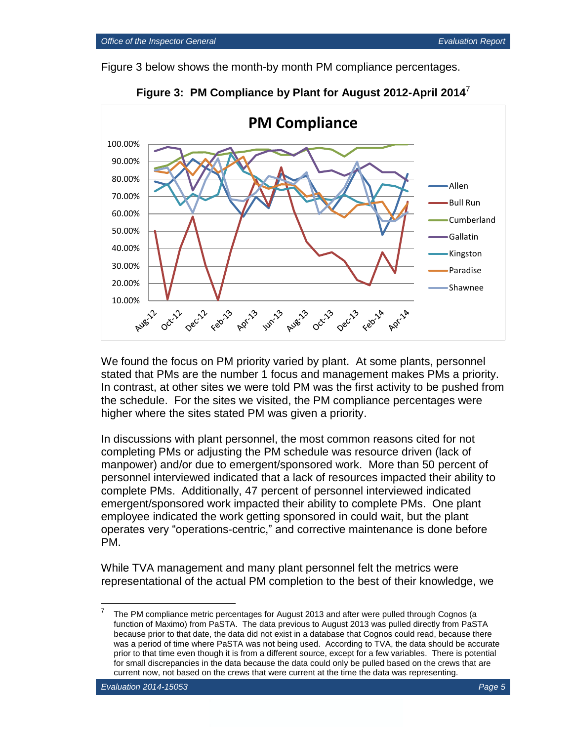Figure 3 below shows the month-by month PM compliance percentages.

**Figure 3: PM Compliance by Plant for August 2012-April 2014**[7]

PM Compliance

100.00%
90.00%
80.00%
70.00%
60.00%
50.00%
40.00%
30.00%
20.00%
10.00%

Aug-12
Oct-12
Dec-12
Feb-13
Apr-13
Jun-13
Aug-13
Oct-13
Dec-13
Feb-14
Apr-14

Allen
Bull Run
Cumberland
Gallatin
Kingston
Paradise
Shawnee

We found the focus on PM priority varied by plant. At some plants, personnel stated that PMs are the number 1 focus and management makes PMs a priority. In contrast, at other sites we were told PM was the first activity to be pushed from the schedule. For the sites we visited, the PM compliance percentages were higher where the sites stated PM was given a priority.

In discussions with plant personnel, the most common reasons cited for not completing PMs or adjusting the PM schedule was resource driven (lack of manpower) and/or due to emergent/sponsored work. More than 50 percent of personnel interviewed indicated that a lack of resources impacted their ability to complete PMs. Additionally, 47 percent of personnel interviewed indicated emergent/sponsored work impacted their ability to complete PMs. One plant employee indicated the work getting sponsored in could wait, but the plant operates very "operations-centric," and corrective maintenance is done before PM.

While TVA management and many plant personnel felt the metrics were representational of the actual PM completion to the best of their knowledge, we

---

[7] The PM compliance metric percentages for August 2013 and after were pulled through Cognos (a function of Maximo) from PaSTA. The data previous to August 2013 was pulled directly from PaSTA because prior to that date, the data did not exist in a database that Cognos could read, because there was a period of time where PaSTA was not being used. According to TVA, the data should be accurate prior to that time even though it is from a different source, except for a few variables. There is potential for small discrepancies in the data because the data could only be pulled based on the crews that are current now, not based on the crews that were current at the time the data was representing.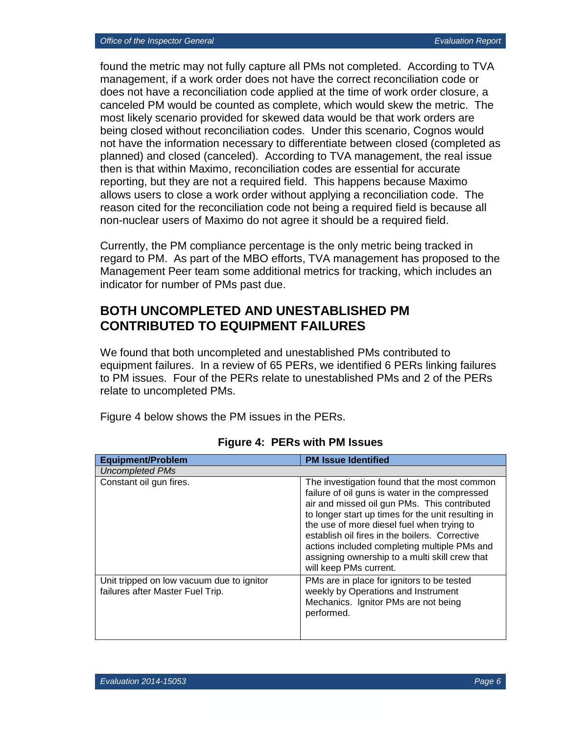found the metric may not fully capture all PMs not completed. According to TVA management, if a work order does not have the correct reconciliation code or does not have a reconciliation code applied at the time of work order closure, a canceled PM would be counted as complete, which would skew the metric. The most likely scenario provided for skewed data would be that work orders are being closed without reconciliation codes. Under this scenario, Cognos would not have the information necessary to differentiate between closed (completed as planned) and closed (canceled). According to TVA management, the real issue then is that within Maximo, reconciliation codes are essential for accurate reporting, but they are not a required field. This happens because Maximo allows users to close a work order without applying a reconciliation code. The reason cited for the reconciliation code not being a required field is because all non-nuclear users of Maximo do not agree it should be a required field.

Currently, the PM compliance percentage is the only metric being tracked in regard to PM. As part of the MBO efforts, TVA management has proposed to the Management Peer team some additional metrics for tracking, which includes an indicator for number of PMs past due.

## BOTH UNCOMPLETED AND UNESTABLISHED PM CONTRIBUTED TO EQUIPMENT FAILURES

We found that both uncompleted and unestablished PMs contributed to equipment failures. In a review of 65 PERs, we identified 6 PERs linking failures to PM issues. Four of the PERs relate to unestablished PMs and 2 of the PERs relate to uncompleted PMs.

Figure 4 below shows the PM issues in the PERs.

**Figure 4: PERs with PM Issues**

| Equipment/Problem | PM Issue Identified |
|---|---|
| *Uncompleted PMs* | |
| Constant oil gun fires. | The investigation found that the most common failure of oil guns is water in the compressed air and missed oil gun PMs. This contributed to longer start up times for the unit resulting in the use of more diesel fuel when trying to establish oil fires in the boilers. Corrective actions included completing multiple PMs and assigning ownership to a multi skill crew that will keep PMs current. |
| Unit tripped on low vacuum due to ignitor failures after Master Fuel Trip. | PMs are in place for ignitors to be tested weekly by Operations and Instrument Mechanics. Ignitor PMs are not being performed. |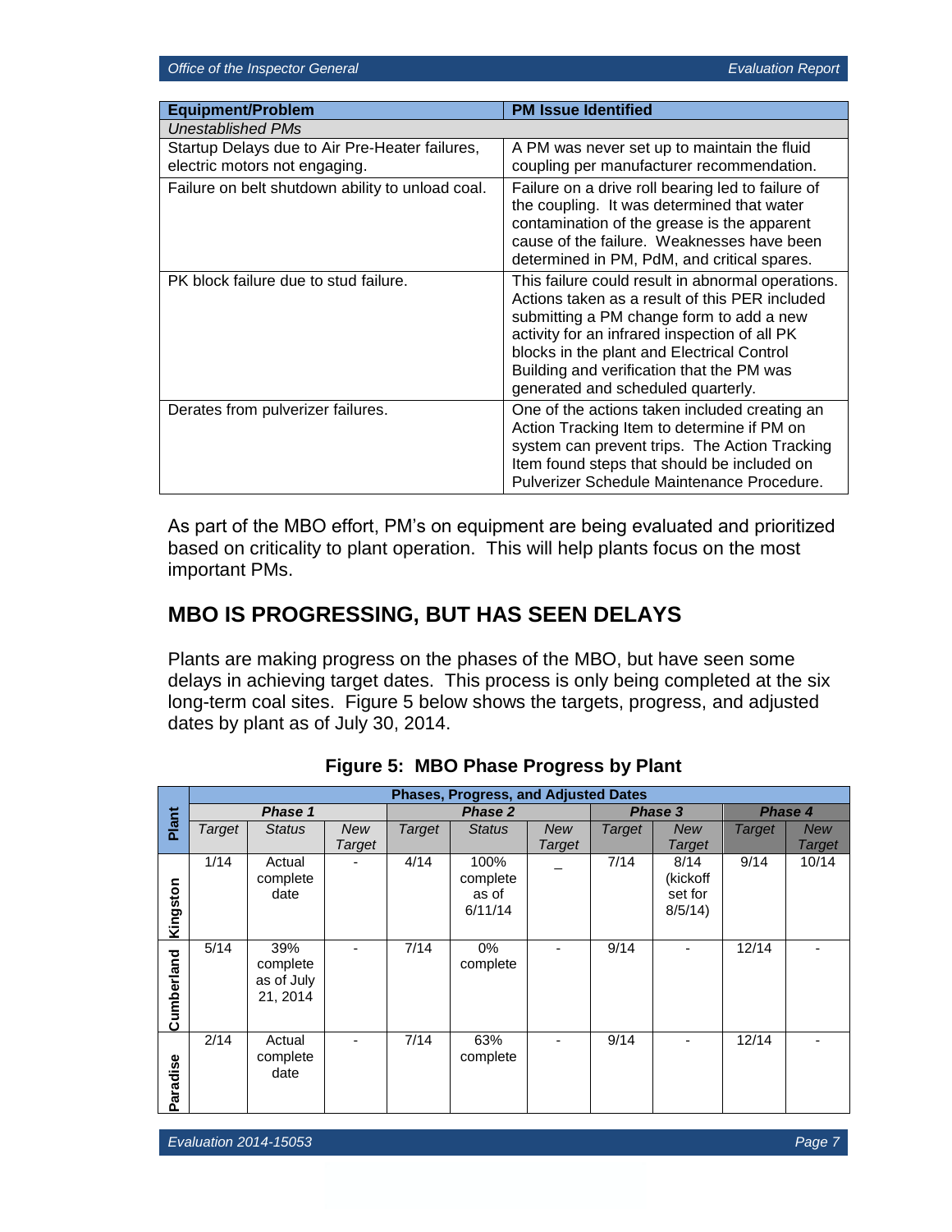| Equipment/Problem | PM Issue Identified |
|---|---|
| *Unestablished PMs* | |
| Startup Delays due to Air Pre-Heater failures, electric motors not engaging. | A PM was never set up to maintain the fluid coupling per manufacturer recommendation. |
| Failure on belt shutdown ability to unload coal. | Failure on a drive roll bearing led to failure of the coupling. It was determined that water contamination of the grease is the apparent cause of the failure. Weaknesses have been determined in PM, PdM, and critical spares. |
| PK block failure due to stud failure. | This failure could result in abnormal operations. Actions taken as a result of this PER included submitting a PM change form to add a new activity for an infrared inspection of all PK blocks in the plant and Electrical Control Building and verification that the PM was generated and scheduled quarterly. |
| Derates from pulverizer failures. | One of the actions taken included creating an Action Tracking Item to determine if PM on system can prevent trips. The Action Tracking Item found steps that should be included on Pulverizer Schedule Maintenance Procedure. |

As part of the MBO effort, PM's on equipment are being evaluated and prioritized based on criticality to plant operation. This will help plants focus on the most important PMs.

## MBO IS PROGRESSING, BUT HAS SEEN DELAYS

Plants are making progress on the phases of the MBO, but have seen some delays in achieving target dates. This process is only being completed at the six long-term coal sites. Figure 5 below shows the targets, progress, and adjusted dates by plant as of July 30, 2014.

**Figure 5: MBO Phase Progress by Plant**

| Plant | Phases, Progress, and Adjusted Dates | | | | | | | | | |
|---|---|---|---|---|---|---|---|---|---|---|
| | *Phase 1* | | | *Phase 2* | | | *Phase 3* | | *Phase 4* | |
| | *Target* | *Status* | *New Target* | *Target* | *Status* | *New Target* | *Target* | *New Target* | *Target* | *New Target* |
| Kingston | 1/14 | Actual complete date | - | 4/14 | 100% complete as of 6/11/14 | _ | 7/14 | 8/14 (kickoff set for 8/5/14) | 9/14 | 10/14 |
| Cumberland | 5/14 | 39% complete as of July 21, 2014 | - | 7/14 | 0% complete | - | 9/14 | - | 12/14 | - |
| Paradise | 2/14 | Actual complete date | - | 7/14 | 63% complete | - | 9/14 | - | 12/14 | - |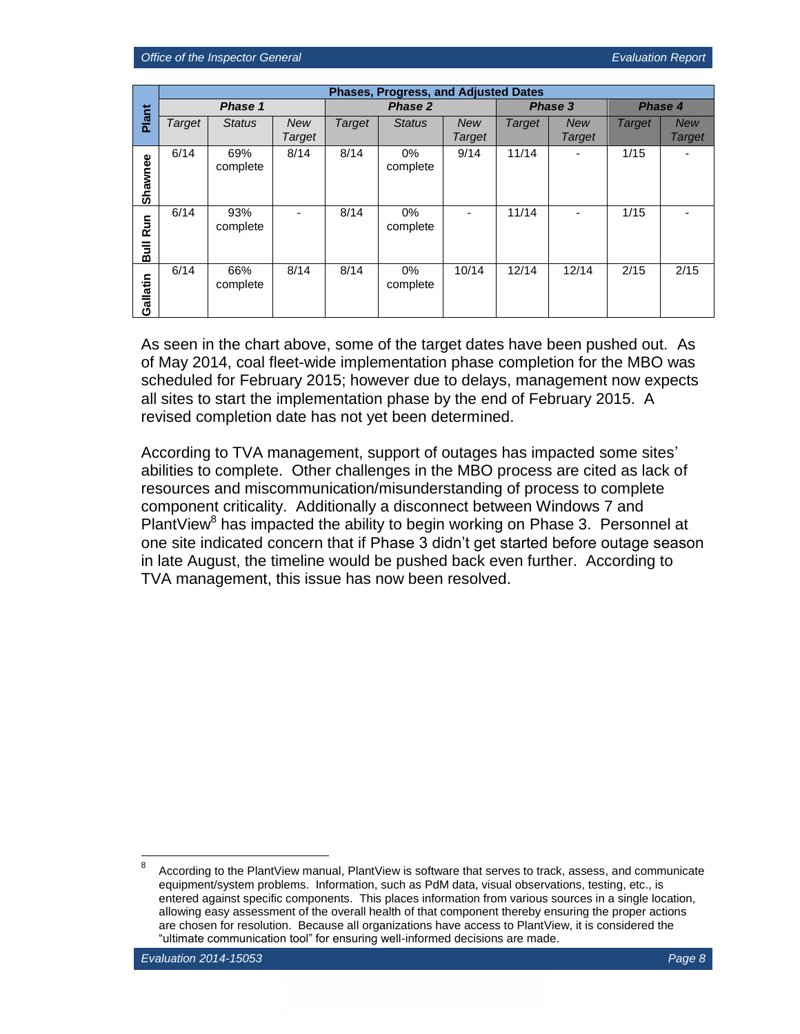| Plant | Phases, Progress, and Adjusted Dates | | | | | | | | | |
|---|---|---|---|---|---|---|---|---|---|---|
| | Phase 1 | | | Phase 2 | | | Phase 3 | | Phase 4 | |
| | Target | Status | New Target | Target | Status | New Target | Target | New Target | Target | New Target |
| Shawnee | 6/14 | 69% complete | 8/14 | 8/14 | 0% complete | 9/14 | 11/14 | - | 1/15 | - |
| Bull Run | 6/14 | 93% complete | - | 8/14 | 0% complete | - | 11/14 | - | 1/15 | - |
| Gallatin | 6/14 | 66% complete | 8/14 | 8/14 | 0% complete | 10/14 | 12/14 | 12/14 | 2/15 | 2/15 |

As seen in the chart above, some of the target dates have been pushed out. As of May 2014, coal fleet-wide implementation phase completion for the MBO was scheduled for February 2015; however due to delays, management now expects all sites to start the implementation phase by the end of February 2015. A revised completion date has not yet been determined.

According to TVA management, support of outages has impacted some sites' abilities to complete. Other challenges in the MBO process are cited as lack of resources and miscommunication/misunderstanding of process to complete component criticality. Additionally a disconnect between Windows 7 and PlantView[8] has impacted the ability to begin working on Phase 3. Personnel at one site indicated concern that if Phase 3 didn't get started before outage season in late August, the timeline would be pushed back even further. According to TVA management, this issue has now been resolved.

[8] According to the PlantView manual, PlantView is software that serves to track, assess, and communicate equipment/system problems. Information, such as PdM data, visual observations, testing, etc., is entered against specific components. This places information from various sources in a single location, allowing easy assessment of the overall health of that component thereby ensuring the proper actions are chosen for resolution. Because all organizations have access to PlantView, it is considered the "ultimate communication tool" for ensuring well-informed decisions are made.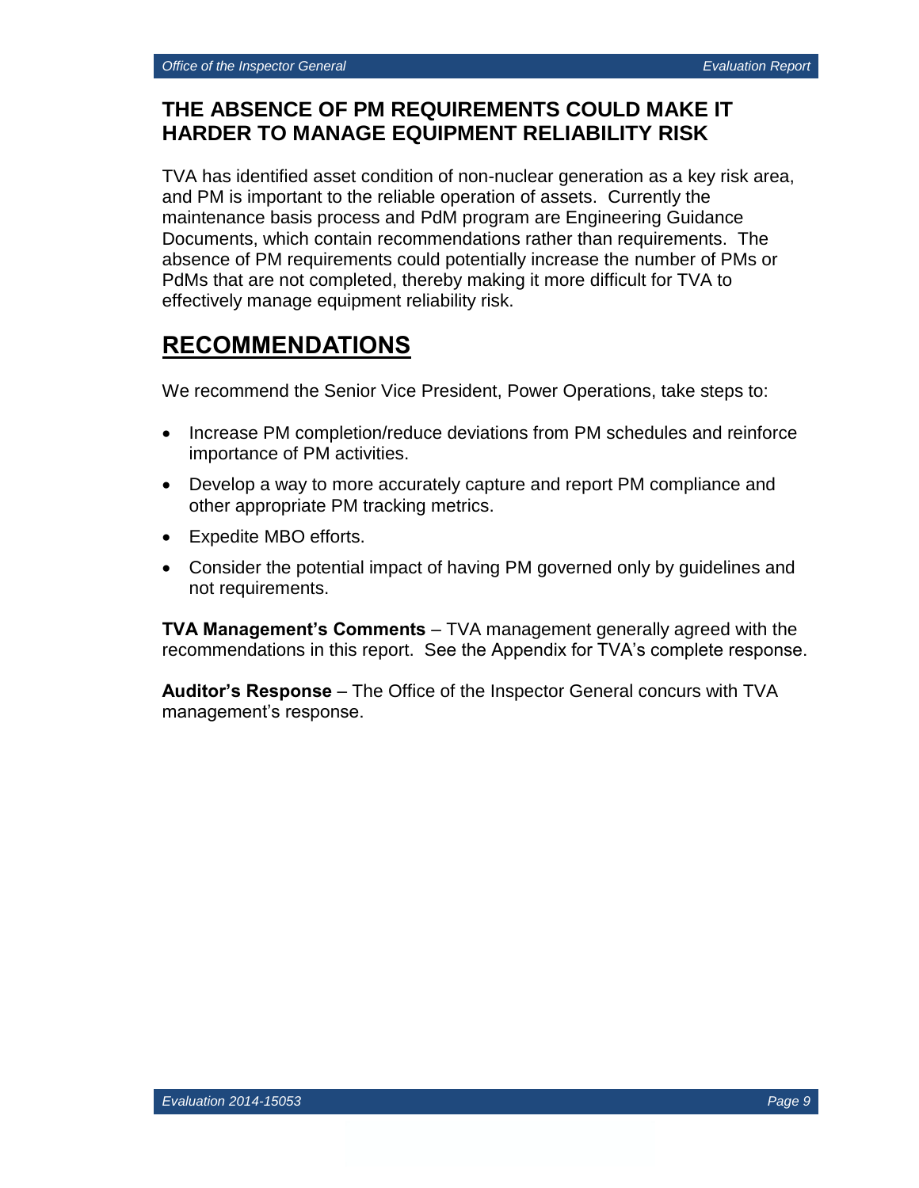## THE ABSENCE OF PM REQUIREMENTS COULD MAKE IT HARDER TO MANAGE EQUIPMENT RELIABILITY RISK

TVA has identified asset condition of non-nuclear generation as a key risk area, and PM is important to the reliable operation of assets. Currently the maintenance basis process and PdM program are Engineering Guidance Documents, which contain recommendations rather than requirements. The absence of PM requirements could potentially increase the number of PMs or PdMs that are not completed, thereby making it more difficult for TVA to effectively manage equipment reliability risk.

# RECOMMENDATIONS

We recommend the Senior Vice President, Power Operations, take steps to:

- Increase PM completion/reduce deviations from PM schedules and reinforce importance of PM activities.
- Develop a way to more accurately capture and report PM compliance and other appropriate PM tracking metrics.
- Expedite MBO efforts.
- Consider the potential impact of having PM governed only by guidelines and not requirements.

**TVA Management's Comments** – TVA management generally agreed with the recommendations in this report. See the Appendix for TVA's complete response.

**Auditor's Response** – The Office of the Inspector General concurs with TVA management's response.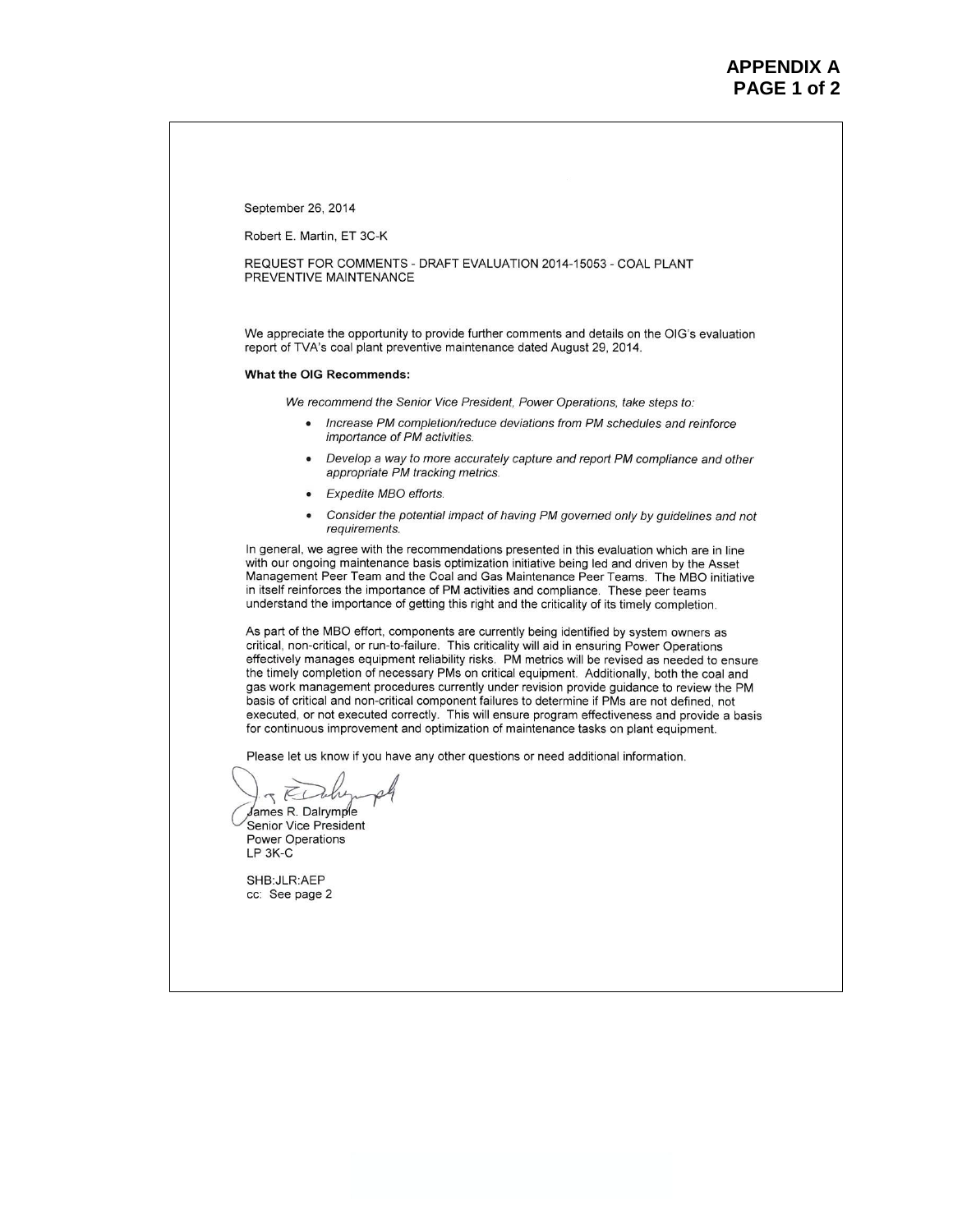# APPENDIX A

September 26, 2014

Robert E. Martin, ET 3C-K

REQUEST FOR COMMENTS - DRAFT EVALUATION 2014-15053 - COAL PLANT PREVENTIVE MAINTENANCE

We appreciate the opportunity to provide further comments and details on the OIG's evaluation report of TVA's coal plant preventive maintenance dated August 29, 2014.

**What the OIG Recommends:**

*We recommend the Senior Vice President, Power Operations, take steps to:*

- *Increase PM completion/reduce deviations from PM schedules and reinforce importance of PM activities.*
- *Develop a way to more accurately capture and report PM compliance and other appropriate PM tracking metrics.*
- *Expedite MBO efforts.*
- *Consider the potential impact of having PM governed only by guidelines and not requirements.*

In general, we agree with the recommendations presented in this evaluation which are in line with our ongoing maintenance basis optimization initiative being led and driven by the Asset Management Peer Team and the Coal and Gas Maintenance Peer Teams. The MBO initiative in itself reinforces the importance of PM activities and compliance. These peer teams understand the importance of getting this right and the criticality of its timely completion.

As part of the MBO effort, components are currently being identified by system owners as critical, non-critical, or run-to-failure. This criticality will aid in ensuring Power Operations effectively manages equipment reliability risks. PM metrics will be revised as needed to ensure the timely completion of necessary PMs on critical equipment. Additionally, both the coal and gas work management procedures currently under revision provide guidance to review the PM basis of critical and non-critical component failures to determine if PMs are not defined, not executed, or not executed correctly. This will ensure program effectiveness and provide a basis for continuous improvement and optimization of maintenance tasks on plant equipment.

Please let us know if you have any other questions or need additional information.

James R. Dalrymple
Senior Vice President
Power Operations
LP 3K-C

SHB:JLR:AEP
cc: See page 2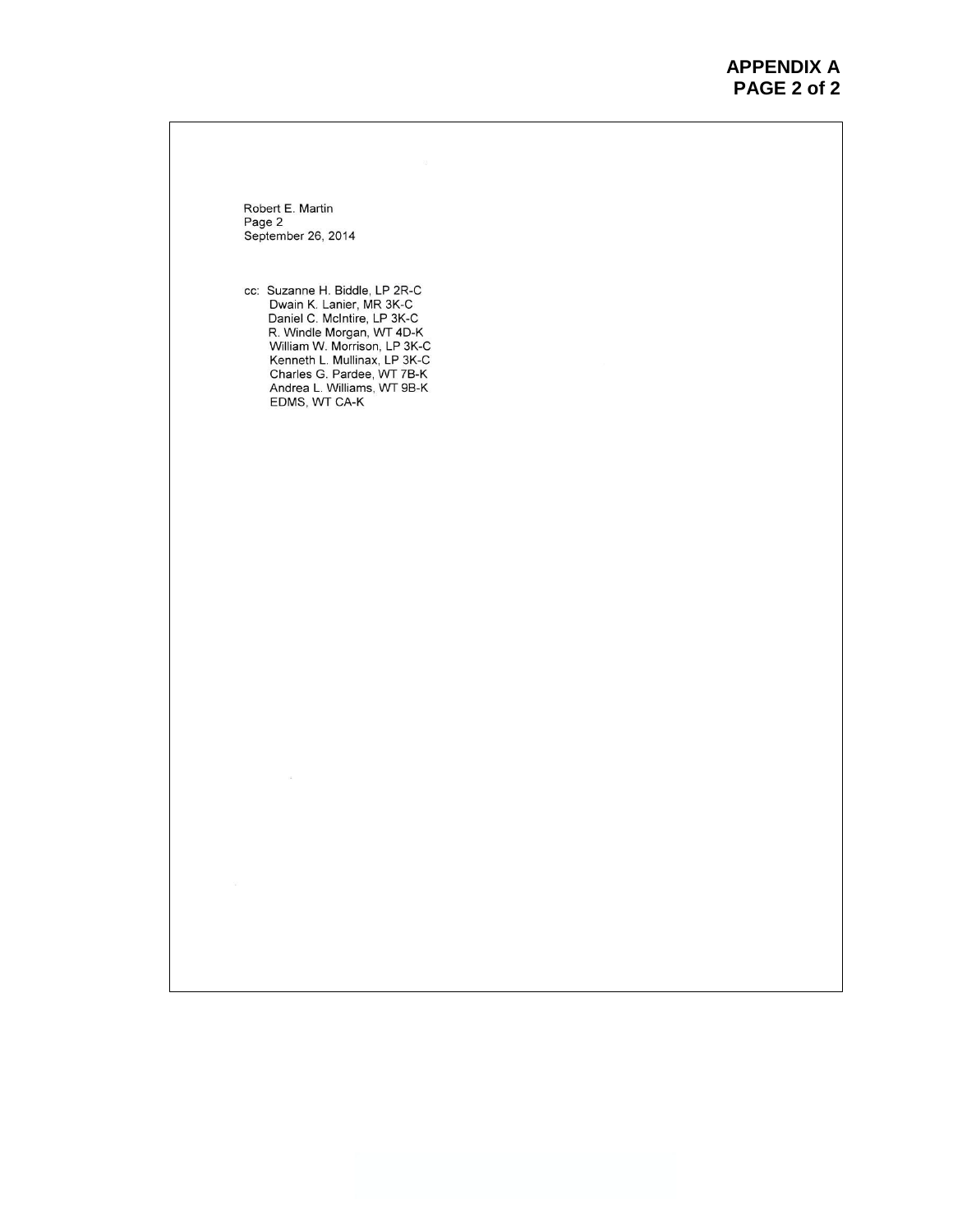**APPENDIX A**
**PAGE 2 of 2**

Robert E. Martin
Page 2
September 26, 2014

cc: Suzanne H. Biddle, LP 2R-C
Dwain K. Lanier, MR 3K-C
Daniel C. McIntire, LP 3K-C
R. Windle Morgan, WT 4D-K
William W. Morrison, LP 3K-C
Kenneth L. Mullinax, LP 3K-C
Charles G. Pardee, WT 7B-K
Andrea L. Williams, WT 9B-K
EDMS, WT CA-K